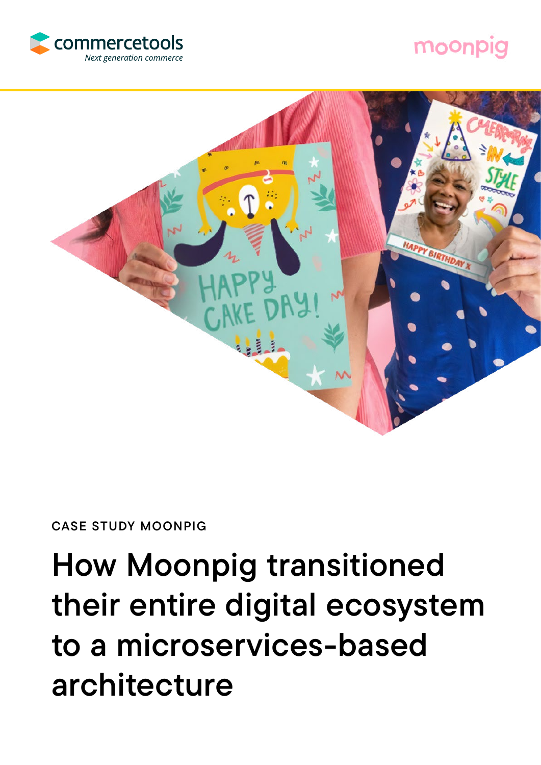commercetools

*Next generation commerce*

moonpig

CASE STUDY MOONPIG

# How Moonpig transitioned their entire digital ecosystem to a microservices-based architecture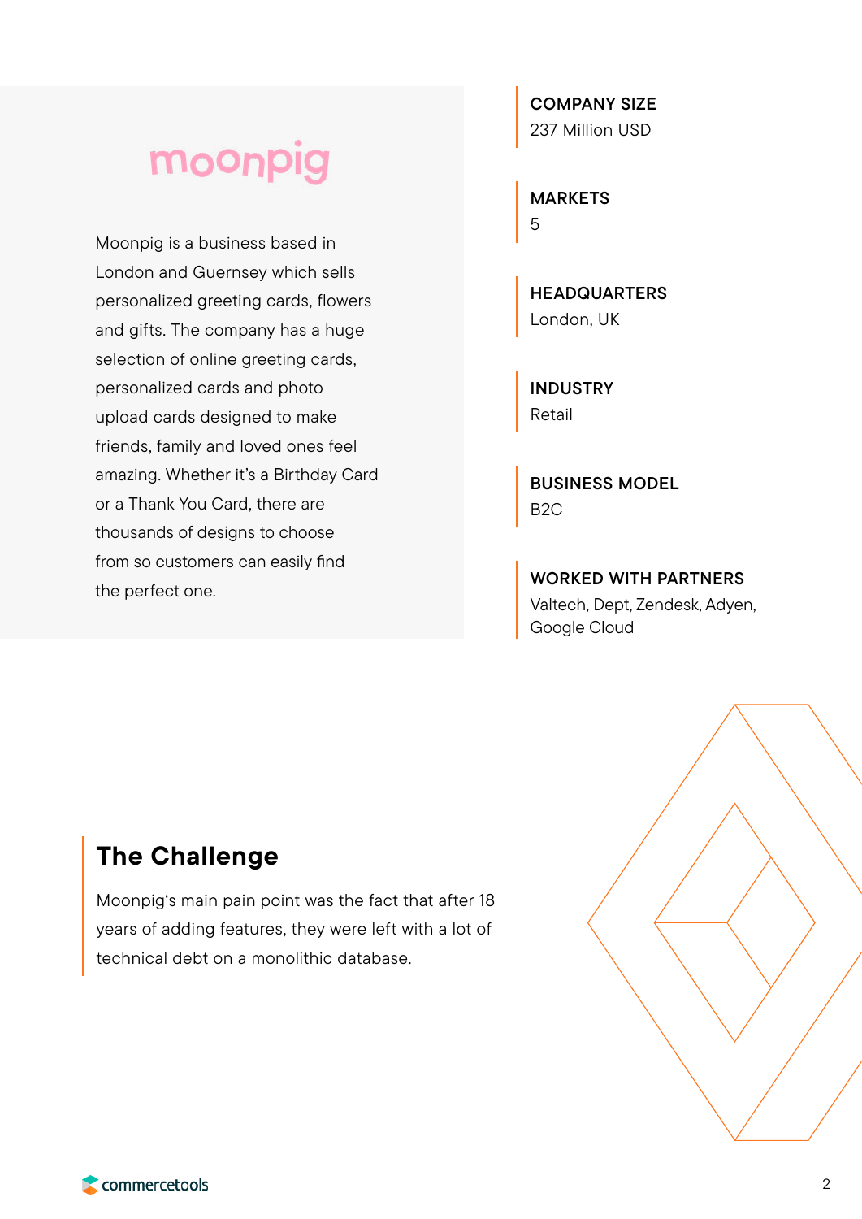moonpig

Moonpig is a business based in London and Guernsey which sells personalized greeting cards, flowers and gifts. The company has a huge selection of online greeting cards, personalized cards and photo upload cards designed to make friends, family and loved ones feel amazing. Whether it's a Birthday Card or a Thank You Card, there are thousands of designs to choose from so customers can easily find the perfect one.

**COMPANY SIZE**
237 Million USD

**MARKETS**
5

**HEADQUARTERS**
London, UK

**INDUSTRY**
Retail

**BUSINESS MODEL**
B2C

**WORKED WITH PARTNERS**
Valtech, Dept, Zendesk, Adyen, Google Cloud

## The Challenge

Moonpig's main pain point was the fact that after 18 years of adding features, they were left with a lot of technical debt on a monolithic database.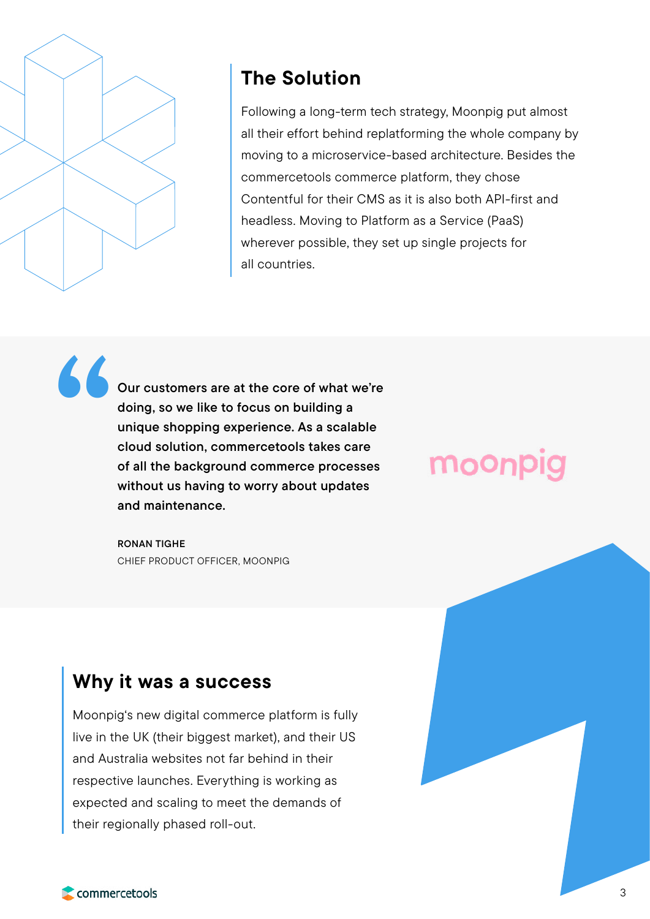## The Solution

Following a long-term tech strategy, Moonpig put almost all their effort behind replatforming the whole company by moving to a microservice-based architecture. Besides the commercetools commerce platform, they chose Contentful for their CMS as it is also both API-first and headless. Moving to Platform as a Service (PaaS) wherever possible, they set up single projects for all countries.

> **Our customers are at the core of what we're doing, so we like to focus on building a unique shopping experience. As a scalable cloud solution, commercetools takes care of all the background commerce processes without us having to worry about updates and maintenance.**
>
> RONAN TIGHE
> CHIEF PRODUCT OFFICER, MOONPIG

moonpig

## Why it was a success

Moonpig's new digital commerce platform is fully live in the UK (their biggest market), and their US and Australia websites not far behind in their respective launches. Everything is working as expected and scaling to meet the demands of their regionally phased roll-out.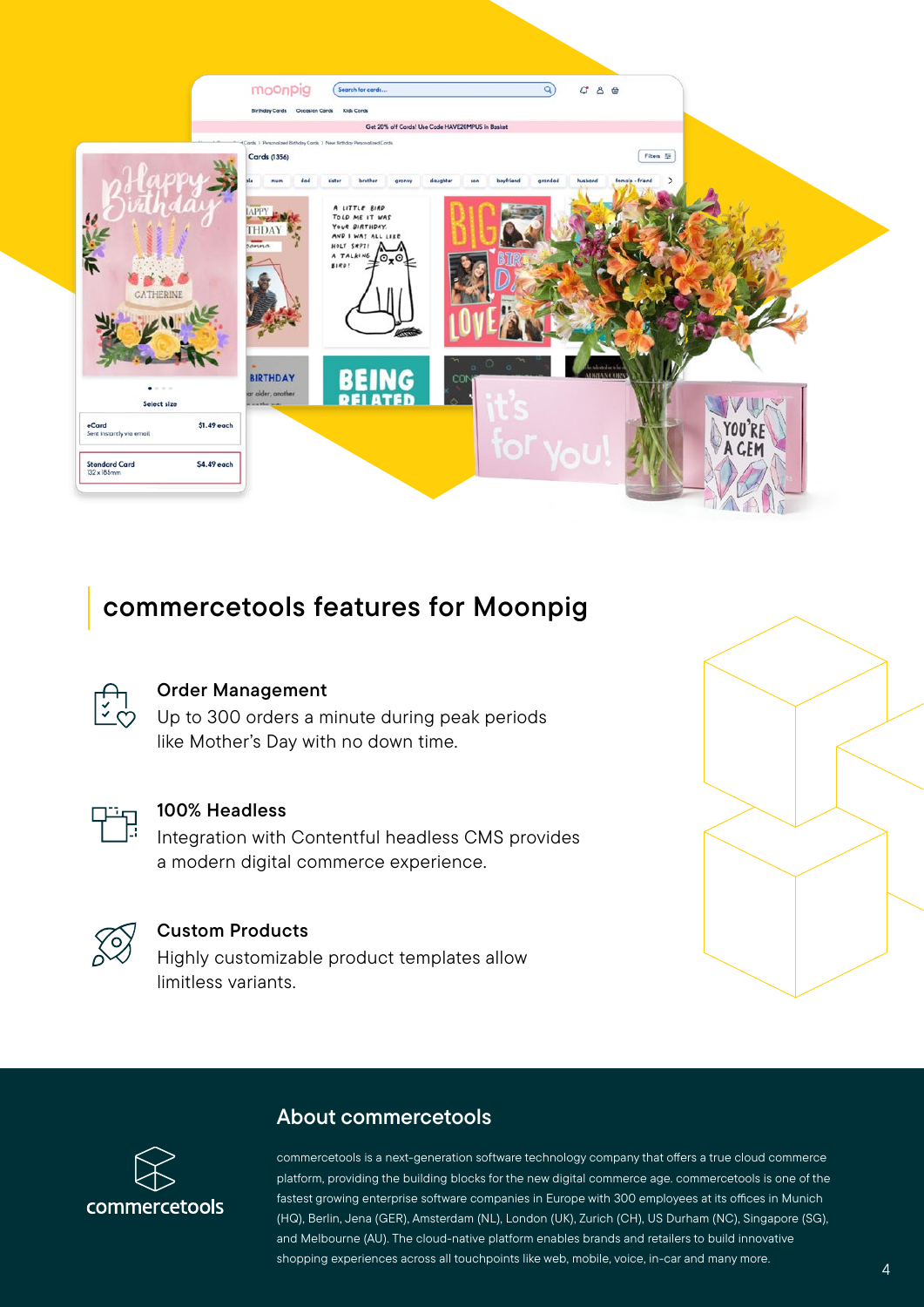## commercetools features for Moonpig

### Order Management

Up to 300 orders a minute during peak periods like Mother's Day with no down time.

### 100% Headless

Integration with Contentful headless CMS provides a modern digital commerce experience.

### Custom Products

Highly customizable product templates allow limitless variants.

## About commercetools

commercetools is a next-generation software technology company that offers a true cloud commerce platform, providing the building blocks for the new digital commerce age. commercetools is one of the fastest growing enterprise software companies in Europe with 300 employees at its offices in Munich (HQ), Berlin, Jena (GER), Amsterdam (NL), London (UK), Zurich (CH), US Durham (NC), Singapore (SG), and Melbourne (AU). The cloud-native platform enables brands and retailers to build innovative shopping experiences across all touchpoints like web, mobile, voice, in-car and many more.